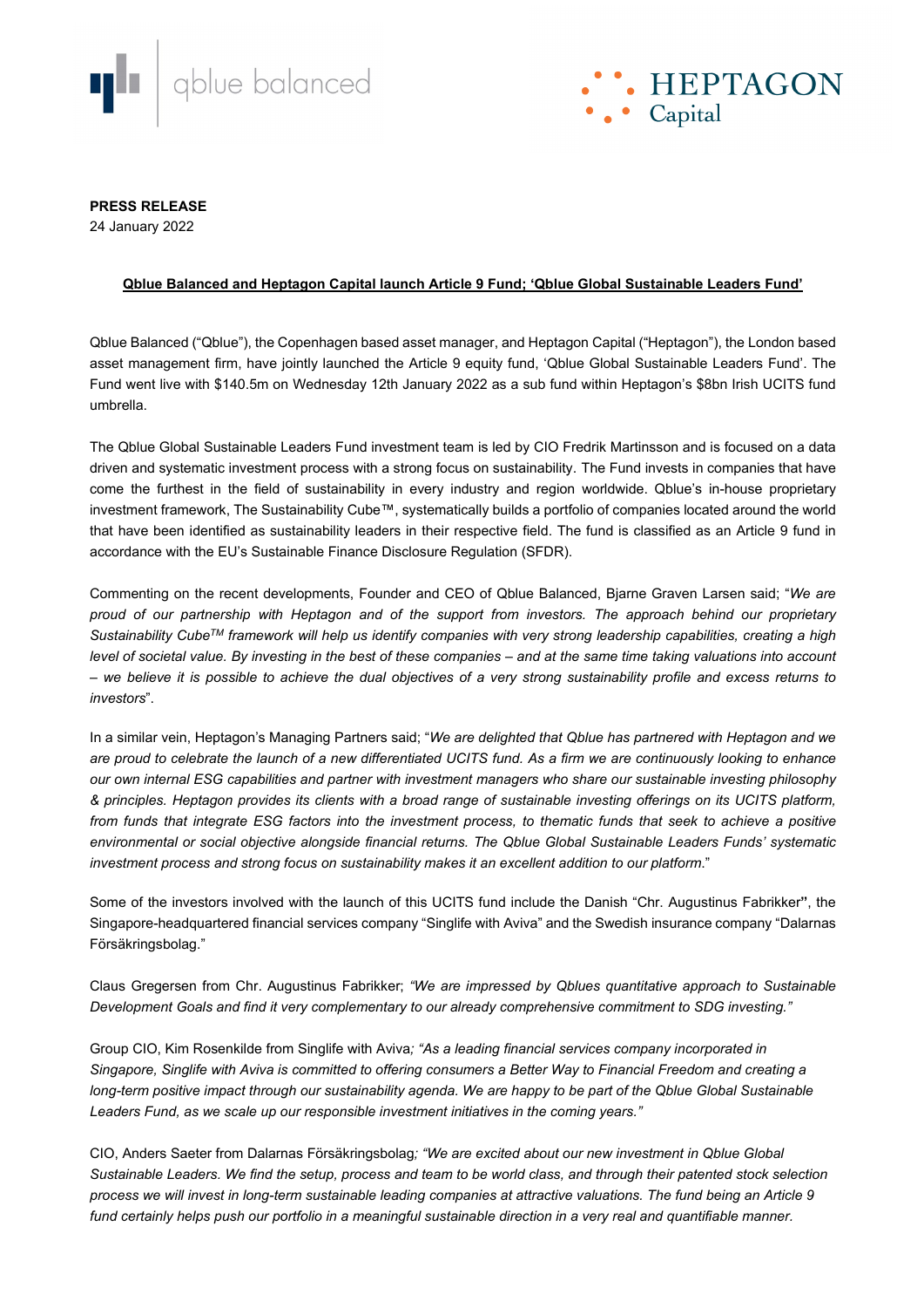qblue balanced

HEPTAGON Capital

**PRESS RELEASE**
24 January 2022

**Qblue Balanced and Heptagon Capital launch Article 9 Fund; 'Qblue Global Sustainable Leaders Fund'**

Qblue Balanced ("Qblue"), the Copenhagen based asset manager, and Heptagon Capital ("Heptagon"), the London based asset management firm, have jointly launched the Article 9 equity fund, 'Qblue Global Sustainable Leaders Fund'. The Fund went live with $140.5m on Wednesday 12th January 2022 as a sub fund within Heptagon's $8bn Irish UCITS fund umbrella.

The Qblue Global Sustainable Leaders Fund investment team is led by CIO Fredrik Martinsson and is focused on a data driven and systematic investment process with a strong focus on sustainability. The Fund invests in companies that have come the furthest in the field of sustainability in every industry and region worldwide. Qblue's in-house proprietary investment framework, The Sustainability Cube™, systematically builds a portfolio of companies located around the world that have been identified as sustainability leaders in their respective field. The fund is classified as an Article 9 fund in accordance with the EU's Sustainable Finance Disclosure Regulation (SFDR).

Commenting on the recent developments, Founder and CEO of Qblue Balanced, Bjarne Graven Larsen said; "*We are proud of our partnership with Heptagon and of the support from investors. The approach behind our proprietary Sustainability Cube™ framework will help us identify companies with very strong leadership capabilities, creating a high level of societal value. By investing in the best of these companies – and at the same time taking valuations into account – we believe it is possible to achieve the dual objectives of a very strong sustainability profile and excess returns to investors*".

In a similar vein, Heptagon's Managing Partners said; "*We are delighted that Qblue has partnered with Heptagon and we are proud to celebrate the launch of a new differentiated UCITS fund. As a firm we are continuously looking to enhance our own internal ESG capabilities and partner with investment managers who share our sustainable investing philosophy & principles. Heptagon provides its clients with a broad range of sustainable investing offerings on its UCITS platform, from funds that integrate ESG factors into the investment process, to thematic funds that seek to achieve a positive environmental or social objective alongside financial returns. The Qblue Global Sustainable Leaders Funds' systematic investment process and strong focus on sustainability makes it an excellent addition to our platform.*"

Some of the investors involved with the launch of this UCITS fund include the Danish "Chr. Augustinus Fabrikker", the Singapore-headquartered financial services company "Singlife with Aviva" and the Swedish insurance company "Dalarnas Försäkringsbolag."

Claus Gregersen from Chr. Augustinus Fabrikker; *"We are impressed by Qblues quantitative approach to Sustainable Development Goals and find it very complementary to our already comprehensive commitment to SDG investing."*

Group CIO, Kim Rosenkilde from Singlife with Aviva*; "As a leading financial services company incorporated in Singapore, Singlife with Aviva is committed to offering consumers a Better Way to Financial Freedom and creating a long-term positive impact through our sustainability agenda. We are happy to be part of the Qblue Global Sustainable Leaders Fund, as we scale up our responsible investment initiatives in the coming years."*

CIO, Anders Saeter from Dalarnas Försäkringsbolag*; "We are excited about our new investment in Qblue Global Sustainable Leaders. We find the setup, process and team to be world class, and through their patented stock selection process we will invest in long-term sustainable leading companies at attractive valuations. The fund being an Article 9 fund certainly helps push our portfolio in a meaningful sustainable direction in a very real and quantifiable manner.*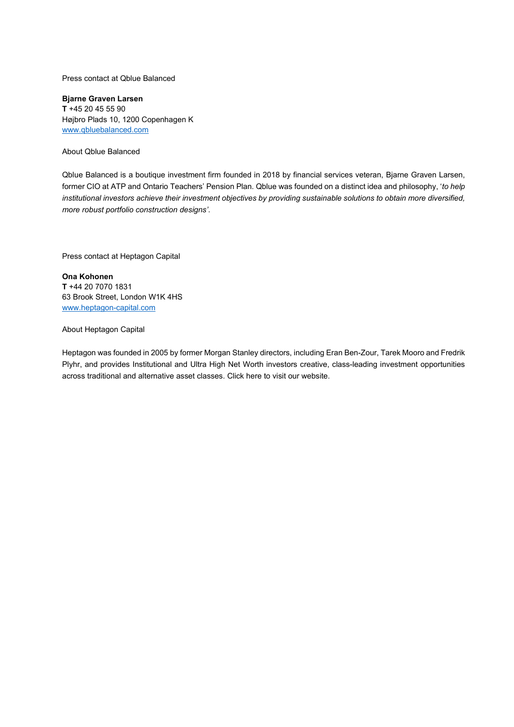Press contact at Qblue Balanced

**Bjarne Graven Larsen**
**T** +45 20 45 55 90
Højbro Plads 10, 1200 Copenhagen K
[www.qbluebalanced.com](http://www.qbluebalanced.com)

About Qblue Balanced

Qblue Balanced is a boutique investment firm founded in 2018 by financial services veteran, Bjarne Graven Larsen, former CIO at ATP and Ontario Teachers' Pension Plan. Qblue was founded on a distinct idea and philosophy, '*to help institutional investors achieve their investment objectives by providing sustainable solutions to obtain more diversified, more robust portfolio construction designs'*.

Press contact at Heptagon Capital

**Ona Kohonen**
**T** +44 20 7070 1831
63 Brook Street, London W1K 4HS
[www.heptagon-capital.com](http://www.heptagon-capital.com)

About Heptagon Capital

Heptagon was founded in 2005 by former Morgan Stanley directors, including Eran Ben-Zour, Tarek Mooro and Fredrik Plyhr, and provides Institutional and Ultra High Net Worth investors creative, class-leading investment opportunities across traditional and alternative asset classes. Click here to visit our website.